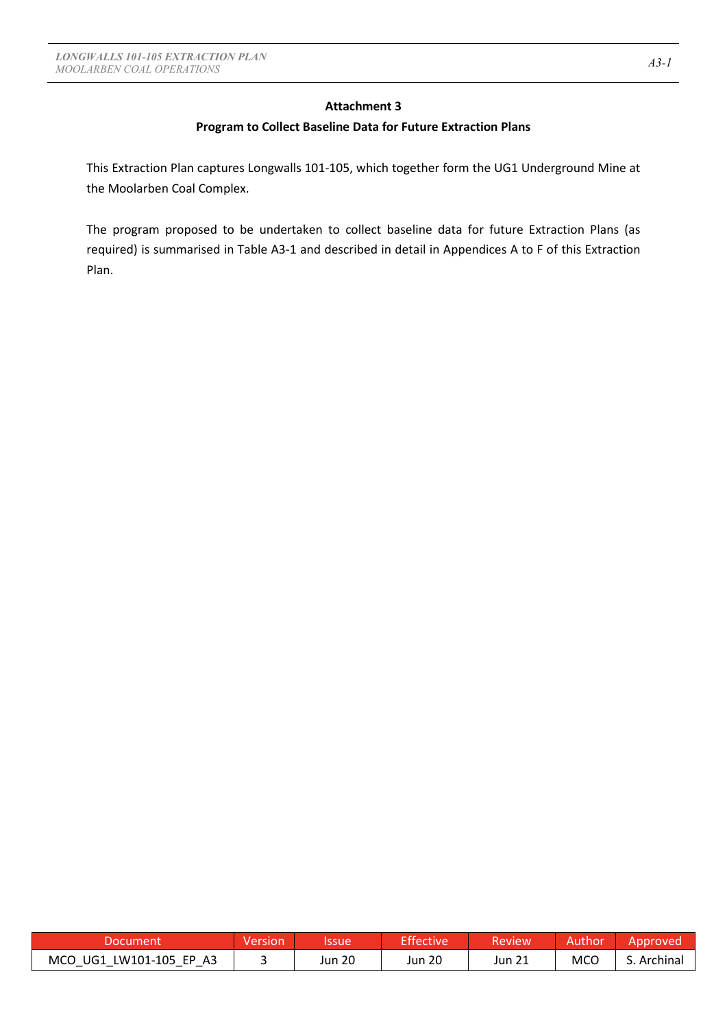# Attachment 3

## Program to Collect Baseline Data for Future Extraction Plans

This Extraction Plan captures Longwalls 101-105, which together form the UG1 Underground Mine at the Moolarben Coal Complex.

The program proposed to be undertaken to collect baseline data for future Extraction Plans (as required) is summarised in Table A3-1 and described in detail in Appendices A to F of this Extraction Plan.

| Document | Version | Issue | Effective | Review | Author | Approved |
|---|---|---|---|---|---|---|
| MCO_UG1_LW101-105_EP_A3 | 3 | Jun 20 | Jun 20 | Jun 21 | MCO | S. Archinal |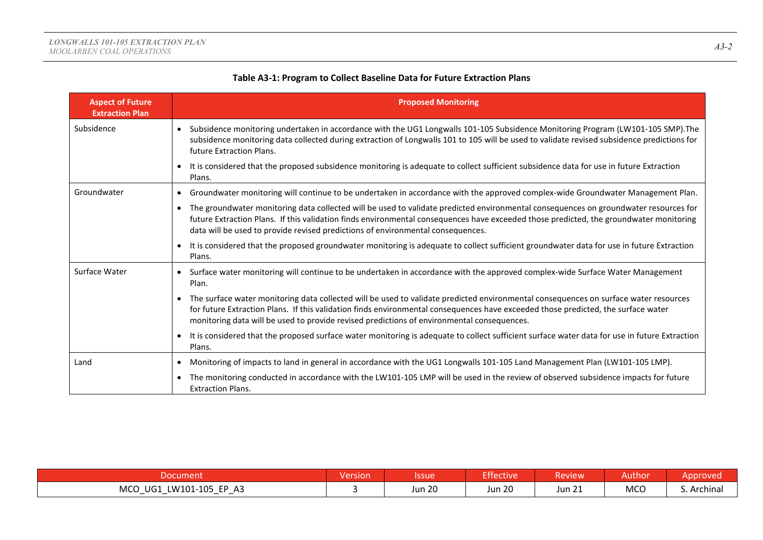**Table A3-1: Program to Collect Baseline Data for Future Extraction Plans**

| Aspect of Future Extraction Plan | Proposed Monitoring |
|---|---|
| Subsidence | • Subsidence monitoring undertaken in accordance with the UG1 Longwalls 101-105 Subsidence Monitoring Program (LW101-105 SMP).The subsidence monitoring data collected during extraction of Longwalls 101 to 105 will be used to validate revised subsidence predictions for future Extraction Plans.<br>• It is considered that the proposed subsidence monitoring is adequate to collect sufficient subsidence data for use in future Extraction Plans. |
| Groundwater | • Groundwater monitoring will continue to be undertaken in accordance with the approved complex-wide Groundwater Management Plan.<br>• The groundwater monitoring data collected will be used to validate predicted environmental consequences on groundwater resources for future Extraction Plans. If this validation finds environmental consequences have exceeded those predicted, the groundwater monitoring data will be used to provide revised predictions of environmental consequences.<br>• It is considered that the proposed groundwater monitoring is adequate to collect sufficient groundwater data for use in future Extraction Plans. |
| Surface Water | • Surface water monitoring will continue to be undertaken in accordance with the approved complex-wide Surface Water Management Plan.<br>• The surface water monitoring data collected will be used to validate predicted environmental consequences on surface water resources for future Extraction Plans. If this validation finds environmental consequences have exceeded those predicted, the surface water monitoring data will be used to provide revised predictions of environmental consequences.<br>• It is considered that the proposed surface water monitoring is adequate to collect sufficient surface water data for use in future Extraction Plans. |
| Land | • Monitoring of impacts to land in general in accordance with the UG1 Longwalls 101-105 Land Management Plan (LW101-105 LMP).<br>• The monitoring conducted in accordance with the LW101-105 LMP will be used in the review of observed subsidence impacts for future Extraction Plans. |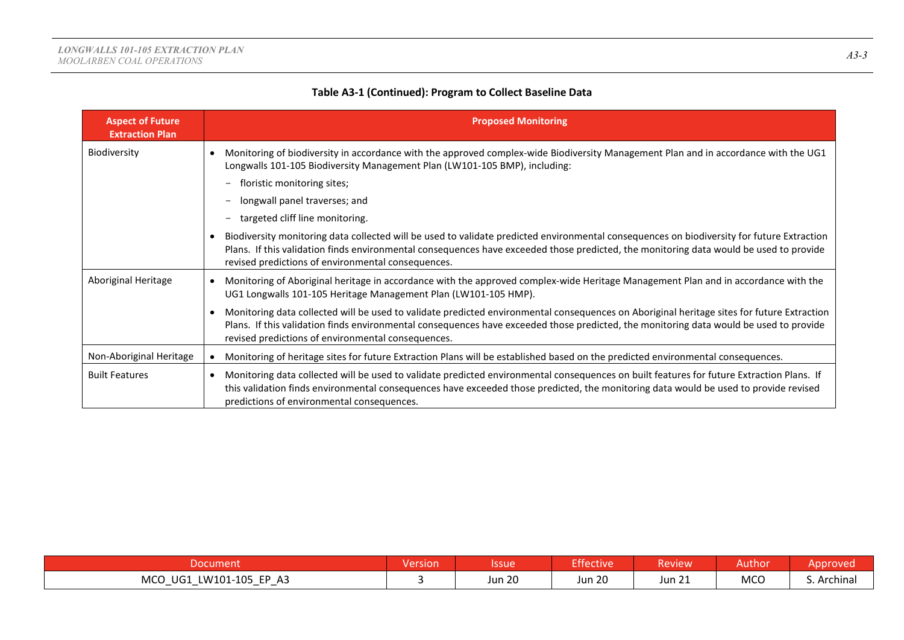**Table A3-1 (Continued): Program to Collect Baseline Data**

| Aspect of Future Extraction Plan | Proposed Monitoring |
|---|---|
| Biodiversity | • Monitoring of biodiversity in accordance with the approved complex-wide Biodiversity Management Plan and in accordance with the UG1 Longwalls 101-105 Biodiversity Management Plan (LW101-105 BMP), including:<br>− floristic monitoring sites;<br>− longwall panel traverses; and<br>− targeted cliff line monitoring.<br>• Biodiversity monitoring data collected will be used to validate predicted environmental consequences on biodiversity for future Extraction Plans. If this validation finds environmental consequences have exceeded those predicted, the monitoring data would be used to provide revised predictions of environmental consequences. |
| Aboriginal Heritage | • Monitoring of Aboriginal heritage in accordance with the approved complex-wide Heritage Management Plan and in accordance with the UG1 Longwalls 101-105 Heritage Management Plan (LW101-105 HMP).<br>• Monitoring data collected will be used to validate predicted environmental consequences on Aboriginal heritage sites for future Extraction Plans. If this validation finds environmental consequences have exceeded those predicted, the monitoring data would be used to provide revised predictions of environmental consequences. |
| Non-Aboriginal Heritage | • Monitoring of heritage sites for future Extraction Plans will be established based on the predicted environmental consequences. |
| Built Features | • Monitoring data collected will be used to validate predicted environmental consequences on built features for future Extraction Plans. If this validation finds environmental consequences have exceeded those predicted, the monitoring data would be used to provide revised predictions of environmental consequences. |

| Document | Version | Issue | Effective | Review | Author | Approved |
|---|---|---|---|---|---|---|
| MCO_UG1_LW101-105_EP_A3 | 3 | Jun 20 | Jun 20 | Jun 21 | MCO | S. Archinal |